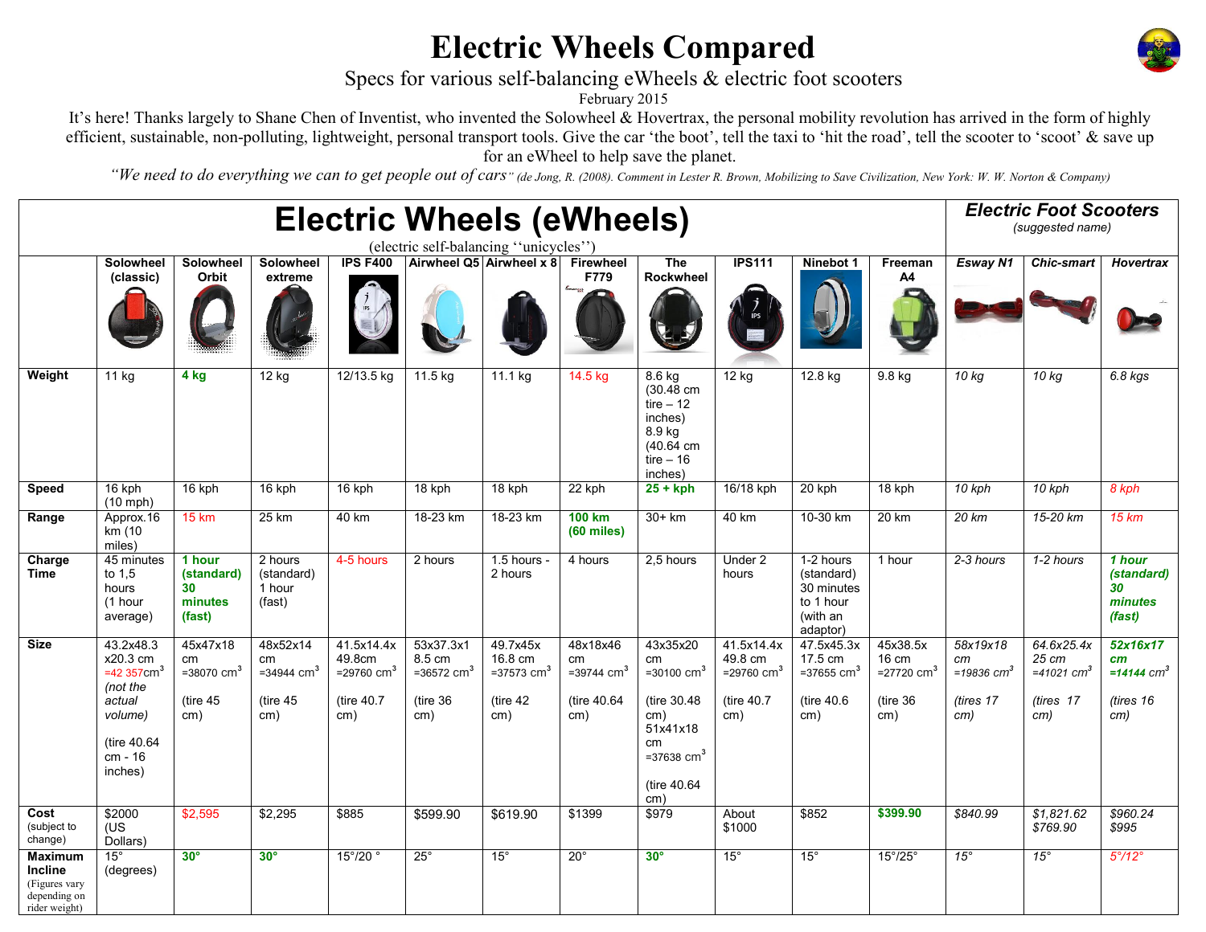# Electric Wheels Compared

Specs for various self-balancing eWheels & electric foot scooters

February 2015

It's here! Thanks largely to Shane Chen of Inventist, who invented the Solowheel & Hovertrax, the personal mobility revolution has arrived in the form of highly efficient, sustainable, non-polluting, lightweight, personal transport tools. Give the car 'the boot', tell the taxi to 'hit the road', tell the scooter to 'scoot' & save up for an eWheel to help save the planet.

*"We need to do everything we can to get people out of cars"* (de Jong, R. (2008). Comment in Lester R. Brown, Mobilizing to Save Civilization, New York: W. W. Norton & Company)

| | **Electric Wheels (eWheels)** (electric self-balancing ''unicycles'') | | | | | | | | | | | ***Electric Foot Scooters*** *(suggested name)* | | |
|---|---|---|---|---|---|---|---|---|---|---|---|---|---|---|
| | **Solowheel (classic)** | **Solowheel Orbit** | **Solowheel extreme** | **IPS F400** | **Airwheel Q5** | **Airwheel x 8** | **Firewheel F779** | **The Rockwheel** | **IPS111** | **Ninebot 1** | **Freeman A4** | ***Esway N1*** | ***Chic-smart*** | ***Hovertrax*** |
| **Weight** | 11 kg | **4 kg** | 12 kg | 12/13.5 kg | 11.5 kg | 11.1 kg | 14.5 kg | 8.6 kg (30.48 cm tire – 12 inches) 8.9 kg (40.64 cm tire – 16 inches) | 12 kg | 12.8 kg | 9.8 kg | *10 kg* | *10 kg* | *6.8 kgs* |
| **Speed** | 16 kph (10 mph) | 16 kph | 16 kph | 16 kph | 18 kph | 18 kph | 22 kph | **25 + kph** | 16/18 kph | 20 kph | 18 kph | *10 kph* | *10 kph* | *8 kph* |
| **Range** | Approx.16 km (10 miles) | 15 km | 25 km | 40 km | 18-23 km | 18-23 km | **100 km (60 miles)** | 30+ km | 40 km | 10-30 km | 20 km | *20 km* | *15-20 km* | *15 km* |
| **Charge Time** | 45 minutes to 1,5 hours (1 hour average) | **1 hour (standard) 30 minutes (fast)** | 2 hours (standard) 1 hour (fast) | 4-5 hours | 2 hours | 1.5 hours - 2 hours | 4 hours | 2,5 hours | Under 2 hours | 1-2 hours (standard) 30 minutes to 1 hour (with an adaptor) | 1 hour | *2-3 hours* | *1-2 hours* | ***1 hour (standard) 30 minutes (fast)*** |
| **Size** | 43.2x48.3 x20.3 cm =42 357cm$^3$ *(not the actual volume)* (tire 40.64 cm - 16 inches) | 45x47x18 cm =38070 cm$^3$ (tire 45 cm) | 48x52x14 cm =34944 cm$^3$ (tire 45 cm) | 41.5x14.4x 49.8cm =29760 cm$^3$ (tire 40.7 cm) | 53x37.3x1 8.5 cm =36572 cm$^3$ (tire 36 cm) | 49.7x45x 16.8 cm =37573 cm$^3$ (tire 42 cm) | 48x18x46 cm =39744 cm$^3$ (tire 40.64 cm) | 43x35x20 cm =30100 cm$^3$ (tire 30.48 cm) 51x41x18 cm =37638 cm$^3$ (tire 40.64 cm) | 41.5x14.4x 49.8 cm =29760 cm$^3$ (tire 40.7 cm) | 47.5x45.3x 17.5 cm =37655 cm$^3$ (tire 40.6 cm) | 45x38.5x 16 cm =27720 cm$^3$ (tire 36 cm) | *58x19x18 cm =19836 cm$^3$ (tires 17 cm)* | *64.6x25.4x 25 cm =41021 cm$^3$ (tires 17 cm)* | ***52x16x17 cm** =14144 cm$^3$ (tires 16 cm)* |
| **Cost** (subject to change) | $2000 (US Dollars) | $2,595 | $2,295 | $885 | $599.90 | $619.90 | $1399 | $979 | About $1000 | $852 | **$399.90** | *$840.99* | *$1,821.62 $769.90* | *$960.24 $995* |
| **Maximum Incline** (Figures vary depending on rider weight) | 15° (degrees) | **30°** | **30°** | 15°/20 ° | 25° | 15° | 20° | **30°** | 15° | 15° | 15°/25° | *15°* | *15°* | *5°/12°* |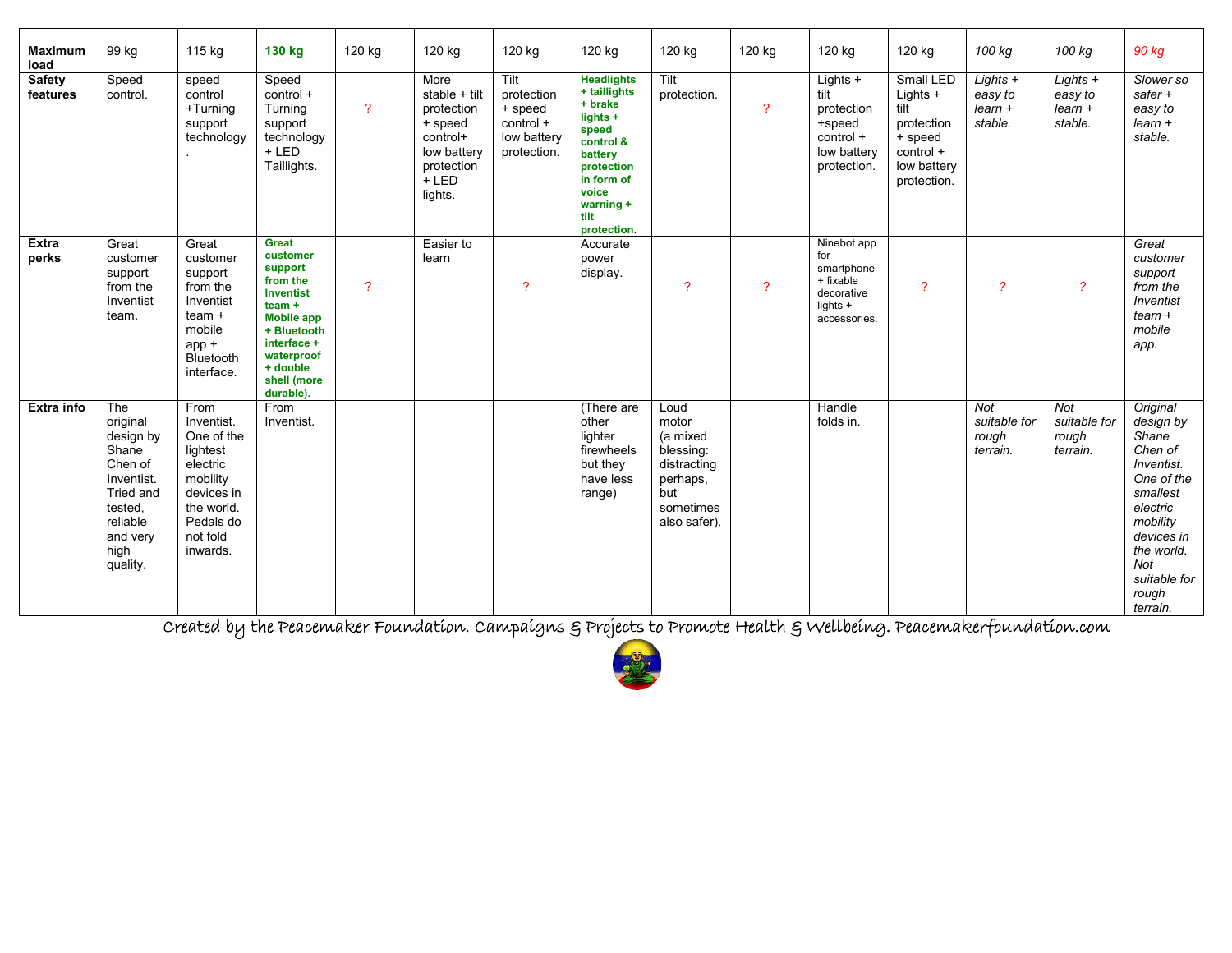| | | | | | | | | | | | | | | |
|---|---|---|---|---|---|---|---|---|---|---|---|---|---|---|
| **Maximum load** | 99 kg | 115 kg | **130 kg** | 120 kg | 120 kg | 120 kg | 120 kg | 120 kg | 120 kg | 120 kg | 120 kg | *100 kg* | *100 kg* | *90 kg* |
| **Safety features** | Speed control. | speed control +Turning support technology. | Speed control + Turning support technology + LED Taillights. | ? | More stable + tilt protection + speed control+ low battery protection + LED lights. | Tilt protection + speed control + low battery protection. | **Headlights + taillights + brake lights + speed control & battery protection in form of voice warning + tilt protection.** | Tilt protection. | ? | Lights + tilt protection +speed control + low battery protection. | Small LED Lights + tilt protection + speed control + low battery protection. | *Lights + easy to learn + stable.* | *Lights + easy to learn + stable.* | *Slower so safer + easy to learn + stable.* |
| **Extra perks** | Great customer support from the Inventist team. | Great customer support from the Inventist team + mobile app + Bluetooth interface. | **Great customer support from the Inventist team + Mobile app + Bluetooth interface + waterproof + double shell (more durable).** | ? | Easier to learn | ? | Accurate power display. | ? | ? | Ninebot app for smartphone + fixable decorative lights + accessories. | ? | *?* | *?* | *Great customer support from the Inventist team + mobile app.* |
| **Extra info** | The original design by Shane Chen of Inventist. Tried and tested, reliable and very high quality. | From Inventist. One of the lightest electric mobility devices in the world. Pedals do not fold inwards. | From Inventist. | | | | (There are other lighter firewheels but they have less range) | Loud motor (a mixed blessing: distracting perhaps, but sometimes also safer). | | Handle folds in. | | *Not suitable for rough terrain.* | *Not suitable for rough terrain.* | *Original design by Shane Chen of Inventist. One of the smallest electric mobility devices in the world. Not suitable for rough terrain.* |

Created by the Peacemaker Foundation. Campaigns & Projects to Promote Health & Wellbeing. Peacemakerfoundation.com